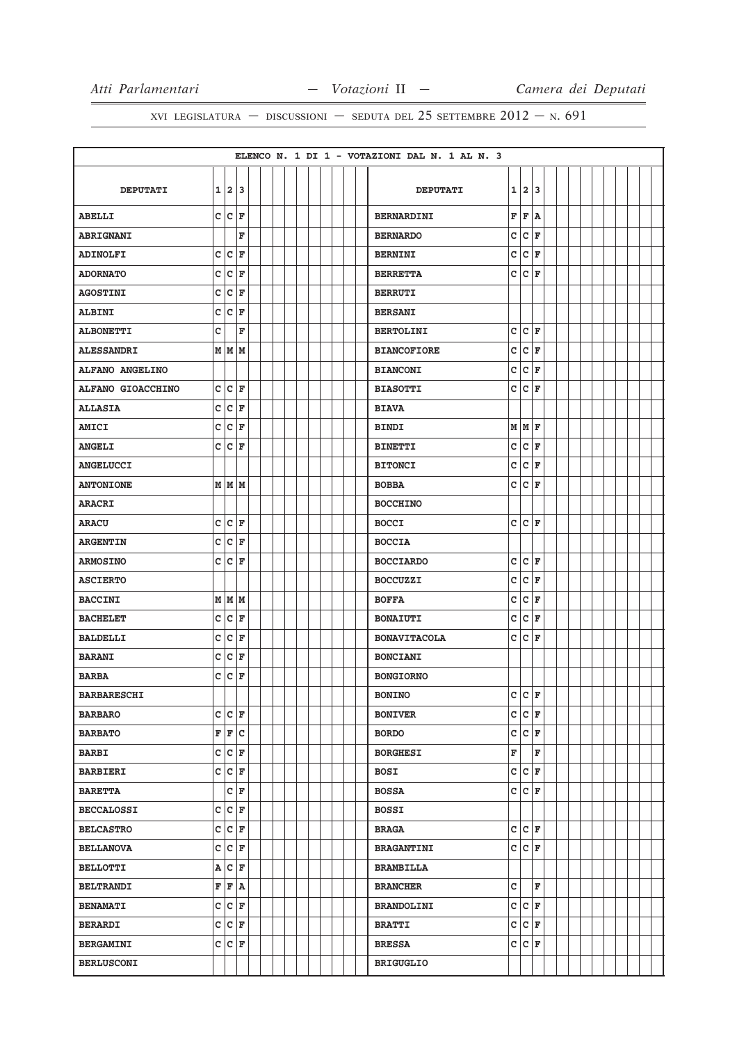XVI LEGISLATURA — DISCUSSIONI — SEDUTA DEL 25 SETTEMBRE 2012 — N. 691

**ELENCO N. 1 DI 1 - VOTAZIONI DAL N. 1 AL N. 3**

| DEPUTATI | 1 | 2 | 3 |
|---|---|---|---|
| ABELLI | C | C | F |
| ABRIGNANI | | | F |
| ADINOLFI | C | C | F |
| ADORNATO | C | C | F |
| AGOSTINI | C | C | F |
| ALBINI | C | C | F |
| ALBONETTI | C | | F |
| ALESSANDRI | M | M | M |
| ALFANO ANGELINO | | | |
| ALFANO GIOACCHINO | C | C | F |
| ALLASIA | C | C | F |
| AMICI | C | C | F |
| ANGELI | C | C | F |
| ANGELUCCI | | | |
| ANTONIONE | M | M | M |
| ARACRI | | | |
| ARACU | C | C | F |
| ARGENTIN | C | C | F |
| ARMOSINO | C | C | F |
| ASCIERTO | | | |
| BACCINI | M | M | M |
| BACHELET | C | C | F |
| BALDELLI | C | C | F |
| BARANI | C | C | F |
| BARBA | C | C | F |
| BARBARESCHI | | | |
| BARBARO | C | C | F |
| BARBATO | F | F | C |
| BARBI | C | C | F |
| BARBIERI | C | C | F |
| BARETTA | | C | F |
| BECCALOSSI | C | C | F |
| BELCASTRO | C | C | F |
| BELLANOVA | C | C | F |
| BELLOTTI | A | C | F |
| BELTRANDI | F | F | A |
| BENAMATI | C | C | F |
| BERARDI | C | C | F |
| BERGAMINI | C | C | F |
| BERLUSCONI | | | |
| BERNARDINI | F | F | A |
| BERNARDO | C | C | F |
| BERNINI | C | C | F |
| BERRETTA | C | C | F |
| BERRUTI | | | |
| BERSANI | | | |
| BERTOLINI | C | C | F |
| BIANCOFIORE | C | C | F |
| BIANCONI | C | C | F |
| BIASOTTI | C | C | F |
| BIAVA | | | |
| BINDI | M | M | F |
| BINETTI | C | C | F |
| BITONCI | C | C | F |
| BOBBA | C | C | F |
| BOCCHINO | | | |
| BOCCI | C | C | F |
| BOCCIA | | | |
| BOCCIARDO | C | C | F |
| BOCCUZZI | C | C | F |
| BOFFA | C | C | F |
| BONAIUTI | C | C | F |
| BONAVITACOLA | C | C | F |
| BONCIANI | | | |
| BONGIORNO | | | |
| BONINO | C | C | F |
| BONIVER | C | C | F |
| BORDO | C | C | F |
| BORGHESI | F | | F |
| BOSI | C | C | F |
| BOSSA | C | C | F |
| BOSSI | | | |
| BRAGA | C | C | F |
| BRAGANTINI | C | C | F |
| BRAMBILLA | | | |
| BRANCHER | C | | F |
| BRANDOLINI | C | C | F |
| BRATTI | C | C | F |
| BRESSA | C | C | F |
| BRIGUGLIO | | | |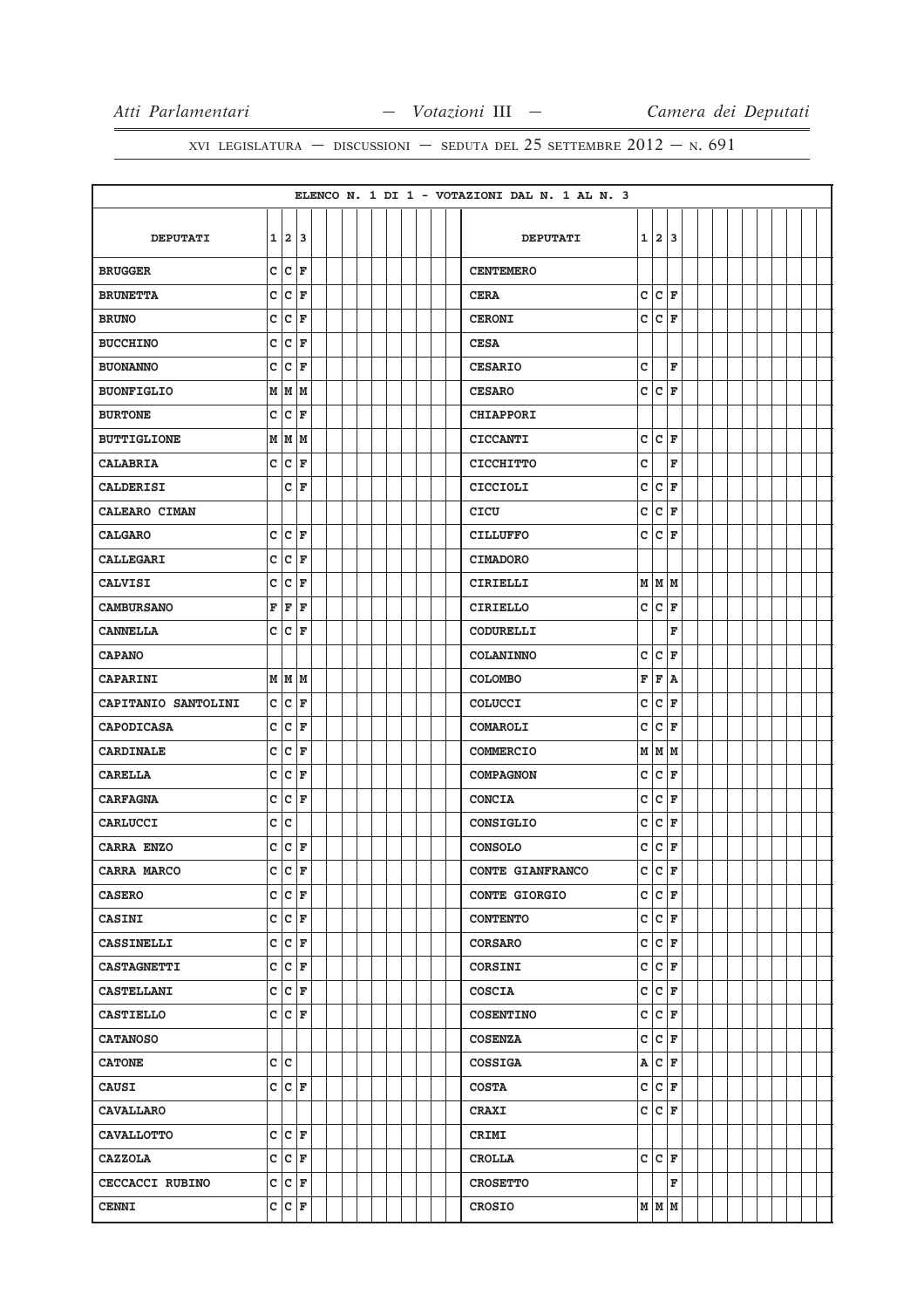ELENCO N. 1 DI 1 - VOTAZIONI DAL N. 1 AL N. 3

| DEPUTATI | 1 | 2 | 3 | DEPUTATI | 1 | 2 | 3 |
|---|---|---|---|---|---|---|---|
| BRUGGER | C | C | F | CENTEMERO | | | |
| BRUNETTA | C | C | F | CERA | C | C | F |
| BRUNO | C | C | F | CERONI | C | C | F |
| BUCCHINO | C | C | F | CESA | | | |
| BUONANNO | C | C | F | CESARIO | C | | F |
| BUONFIGLIO | M | M | M | CESARO | C | C | F |
| BURTONE | C | C | F | CHIAPPORI | | | |
| BUTTIGLIONE | M | M | M | CICCANTI | C | C | F |
| CALABRIA | C | C | F | CICCHITTO | C | | F |
| CALDERISI | | C | F | CICCIOLI | C | C | F |
| CALEARO CIMAN | | | | CICU | C | C | F |
| CALGARO | C | C | F | CILLUFFO | C | C | F |
| CALLEGARI | C | C | F | CIMADORO | | | |
| CALVISI | C | C | F | CIRIELLI | M | M | M |
| CAMBURSANO | F | F | F | CIRIELLO | C | C | F |
| CANNELLA | C | C | F | CODURELLI | | | F |
| CAPANO | | | | COLANINNO | C | C | F |
| CAPARINI | M | M | M | COLOMBO | F | F | A |
| CAPITANIO SANTOLINI | C | C | F | COLUCCI | C | C | F |
| CAPODICASA | C | C | F | COMAROLI | C | C | F |
| CARDINALE | C | C | F | COMMERCIO | M | M | M |
| CARELLA | C | C | F | COMPAGNON | C | C | F |
| CARFAGNA | C | C | F | CONCIA | C | C | F |
| CARLUCCI | C | C | | CONSIGLIO | C | C | F |
| CARRA ENZO | C | C | F | CONSOLO | C | C | F |
| CARRA MARCO | C | C | F | CONTE GIANFRANCO | C | C | F |
| CASERO | C | C | F | CONTE GIORGIO | C | C | F |
| CASINI | C | C | F | CONTENTO | C | C | F |
| CASSINELLI | C | C | F | CORSARO | C | C | F |
| CASTAGNETTI | C | C | F | CORSINI | C | C | F |
| CASTELLANI | C | C | F | COSCIA | C | C | F |
| CASTIELLO | C | C | F | COSENTINO | C | C | F |
| CATANOSO | | | | COSENZA | C | C | F |
| CATONE | C | C | | COSSIGA | A | C | F |
| CAUSI | C | C | F | COSTA | C | C | F |
| CAVALLARO | | | | CRAXI | C | C | F |
| CAVALLOTTO | C | C | F | CRIMI | | | |
| CAZZOLA | C | C | F | CROLLA | C | C | F |
| CECCACCI RUBINO | C | C | F | CROSETTO | | | F |
| CENNI | C | C | F | CROSIO | M | M | M |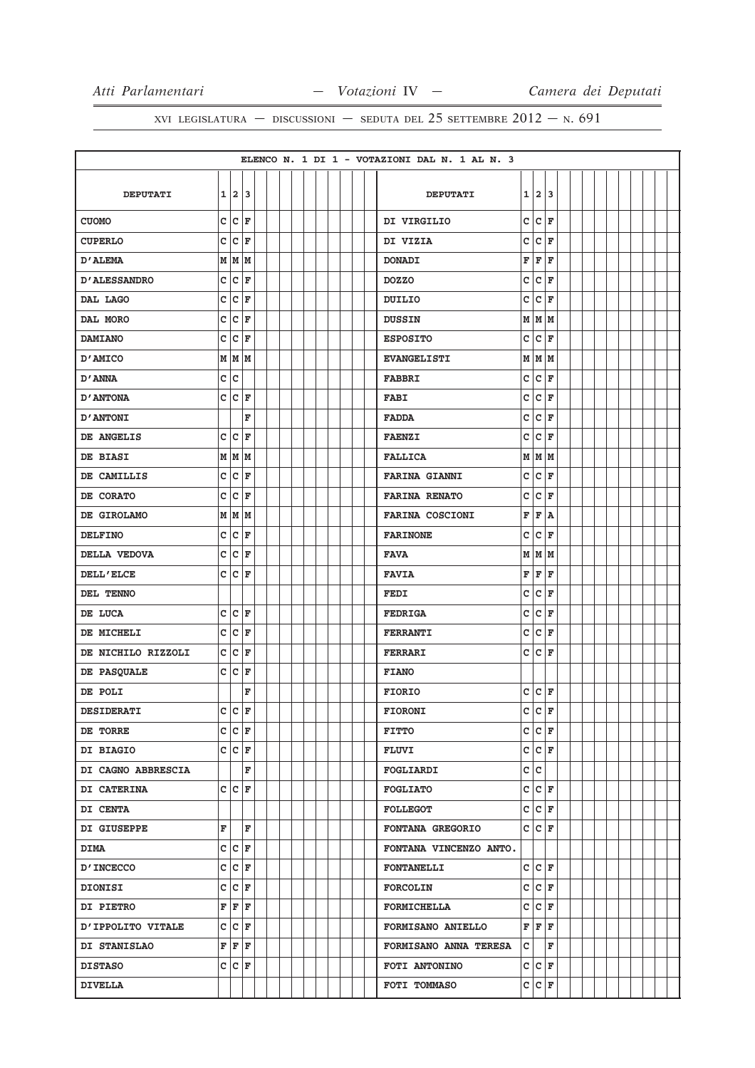XVI LEGISLATURA — DISCUSSIONI — SEDUTA DEL 25 SETTEMBRE 2012 — N. 691

ELENCO N. 1 DI 1 - VOTAZIONI DAL N. 1 AL N. 3

| DEPUTATI | 1 | 2 | 3 | DEPUTATI | 1 | 2 | 3 |
|---|---|---|---|---|---|---|---|
| CUOMO | C | C | F | DI VIRGILIO | C | C | F |
| CUPERLO | C | C | F | DI VIZIA | C | C | F |
| D'ALEMA | M | M | M | DONADI | F | F | F |
| D'ALESSANDRO | C | C | F | DOZZO | C | C | F |
| DAL LAGO | C | C | F | DUILIO | C | C | F |
| DAL MORO | C | C | F | DUSSIN | M | M | M |
| DAMIANO | C | C | F | ESPOSITO | C | C | F |
| D'AMICO | M | M | M | EVANGELISTI | M | M | M |
| D'ANNA | C | C | | FABBRI | C | C | F |
| D'ANTONA | C | C | F | FABI | C | C | F |
| D'ANTONI | | | F | FADDA | C | C | F |
| DE ANGELIS | C | C | F | FAENZI | C | C | F |
| DE BIASI | M | M | M | FALLICA | M | M | M |
| DE CAMILLIS | C | C | F | FARINA GIANNI | C | C | F |
| DE CORATO | C | C | F | FARINA RENATO | C | C | F |
| DE GIROLAMO | M | M | M | FARINA COSCIONI | F | F | A |
| DELFINO | C | C | F | FARINONE | C | C | F |
| DELLA VEDOVA | C | C | F | FAVA | M | M | M |
| DELL'ELCE | C | C | F | FAVIA | F | F | F |
| DEL TENNO | | | | FEDI | C | C | F |
| DE LUCA | C | C | F | FEDRIGA | C | C | F |
| DE MICHELI | C | C | F | FERRANTI | C | C | F |
| DE NICHILO RIZZOLI | C | C | F | FERRARI | C | C | F |
| DE PASQUALE | C | C | F | FIANO | | | |
| DE POLI | | | F | FIORIO | C | C | F |
| DESIDERATI | C | C | F | FIORONI | C | C | F |
| DE TORRE | C | C | F | FITTO | C | C | F |
| DI BIAGIO | C | C | F | FLUVI | C | C | F |
| DI CAGNO ABBRESCIA | | | F | FOGLIARDI | C | C | |
| DI CATERINA | C | C | F | FOGLIATO | C | C | F |
| DI CENTA | | | | FOLLEGOT | C | C | F |
| DI GIUSEPPE | F | | F | FONTANA GREGORIO | C | C | F |
| DIMA | C | C | F | FONTANA VINCENZO ANTO. | | | |
| D'INCECCO | C | C | F | FONTANELLI | C | C | F |
| DIONISI | C | C | F | FORCOLIN | C | C | F |
| DI PIETRO | F | F | F | FORMICHELLA | C | C | F |
| D'IPPOLITO VITALE | C | C | F | FORMISANO ANIELLO | F | F | F |
| DI STANISLAO | F | F | F | FORMISANO ANNA TERESA | C | | F |
| DISTASO | C | C | F | FOTI ANTONINO | C | C | F |
| DIVELLA | | | | FOTI TOMMASO | C | C | F |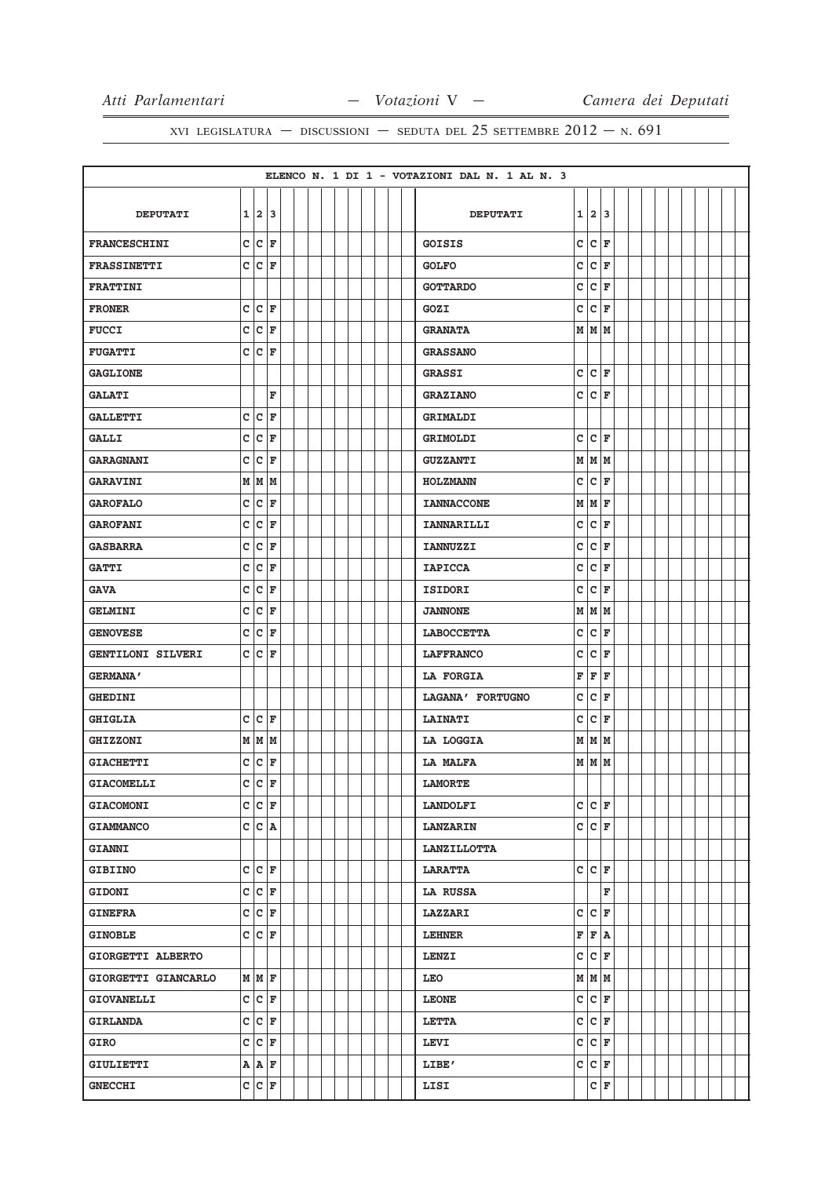XVI LEGISLATURA — DISCUSSIONI — SEDUTA DEL 25 SETTEMBRE 2012 — N. 691

ELENCO N. 1 DI 1 - VOTAZIONI DAL N. 1 AL N. 3

| DEPUTATI | 1 | 2 | 3 | DEPUTATI | 1 | 2 | 3 |
|---|---|---|---|---|---|---|---|
| FRANCESCHINI | C | C | F | GOISIS | C | C | F |
| FRASSINETTI | C | C | F | GOLFO | C | C | F |
| FRATTINI | | | | GOTTARDO | C | C | F |
| FRONER | C | C | F | GOZI | C | C | F |
| FUCCI | C | C | F | GRANATA | M | M | M |
| FUGATTI | C | C | F | GRASSANO | | | |
| GAGLIONE | | | | GRASSI | C | C | F |
| GALATI | | | F | GRAZIANO | C | C | F |
| GALLETTI | C | C | F | GRIMALDI | | | |
| GALLI | C | C | F | GRIMOLDI | C | C | F |
| GARAGNANI | C | C | F | GUZZANTI | M | M | M |
| GARAVINI | M | M | M | HOLZMANN | C | C | F |
| GAROFALO | C | C | F | IANNACCONE | M | M | F |
| GAROFANI | C | C | F | IANNARILLI | C | C | F |
| GASBARRA | C | C | F | IANNUZZI | C | C | F |
| GATTI | C | C | F | IAPICCA | C | C | F |
| GAVA | C | C | F | ISIDORI | C | C | F |
| GELMINI | C | C | F | JANNONE | M | M | M |
| GENOVESE | C | C | F | LABOCCETTA | C | C | F |
| GENTILONI SILVERI | C | C | F | LAFFRANCO | C | C | F |
| GERMANA' | | | | LA FORGIA | F | F | F |
| GHEDINI | | | | LAGANA' FORTUGNO | C | C | F |
| GHIGLIA | C | C | F | LAINATI | C | C | F |
| GHIZZONI | M | M | M | LA LOGGIA | M | M | M |
| GIACHETTI | C | C | F | LA MALFA | M | M | M |
| GIACOMELLI | C | C | F | LAMORTE | | | |
| GIACOMONI | C | C | F | LANDOLFI | C | C | F |
| GIAMMANCO | C | C | A | LANZARIN | C | C | F |
| GIANNI | | | | LANZILLOTTA | | | |
| GIBIINO | C | C | F | LARATTA | C | C | F |
| GIDONI | C | C | F | LA RUSSA | | | F |
| GINEFRA | C | C | F | LAZZARI | C | C | F |
| GINOBLE | C | C | F | LEHNER | F | F | A |
| GIORGETTI ALBERTO | | | | LENZI | C | C | F |
| GIORGETTI GIANCARLO | M | M | F | LEO | M | M | M |
| GIOVANELLI | C | C | F | LEONE | C | C | F |
| GIRLANDA | C | C | F | LETTA | C | C | F |
| GIRO | C | C | F | LEVI | C | C | F |
| GIULIETTI | A | A | F | LIBE' | C | C | F |
| GNECCHI | C | C | F | LISI | | C | F |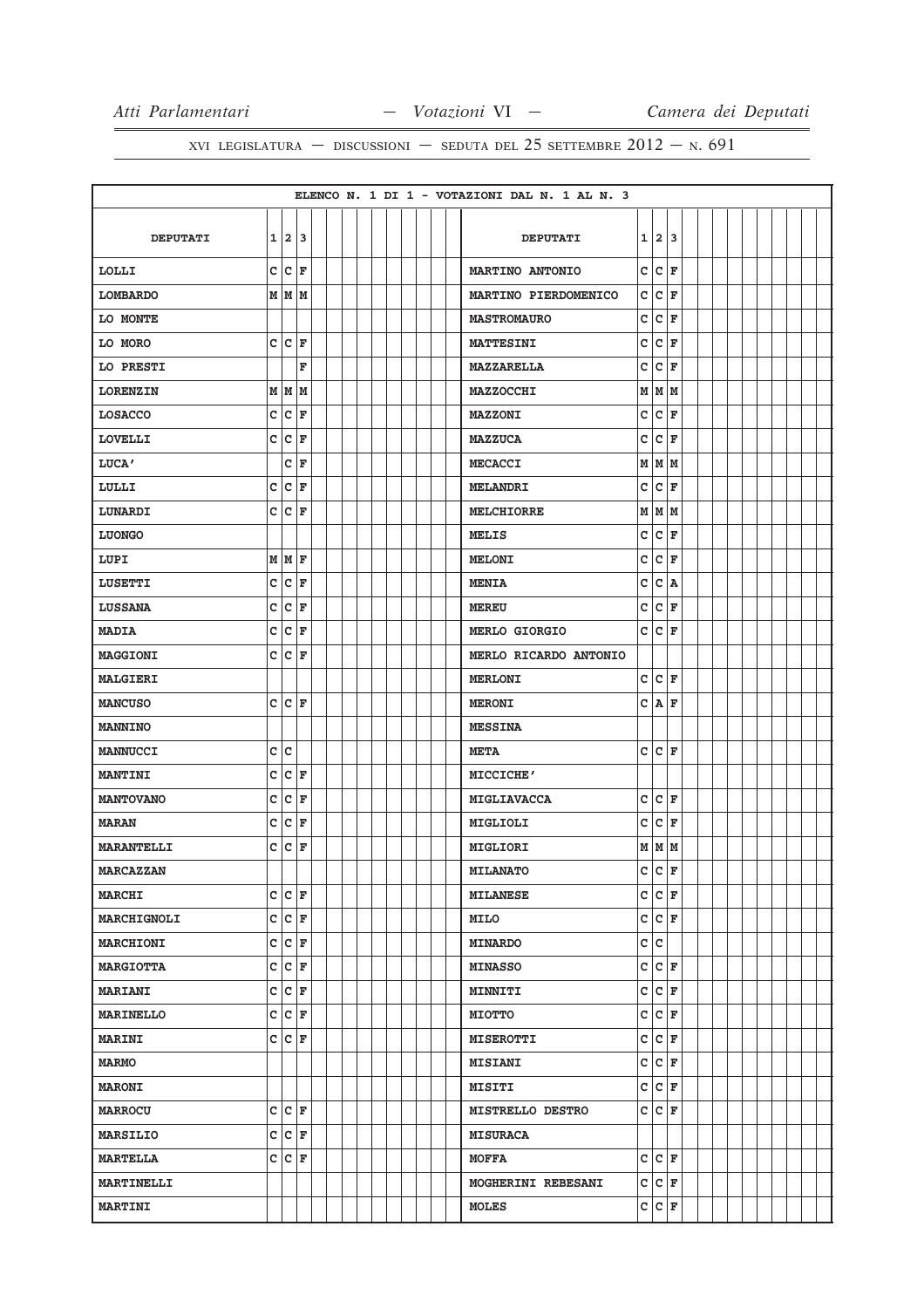XVI LEGISLATURA — DISCUSSIONI — SEDUTA DEL 25 SETTEMBRE 2012 — N. 691

ELENCO N. 1 DI 1 - VOTAZIONI DAL N. 1 AL N. 3

| DEPUTATI | 1 | 2 | 3 | DEPUTATI | 1 | 2 | 3 |
|---|---|---|---|---|---|---|---|
| LOLLI | C | C | F | MARTINO ANTONIO | C | C | F |
| LOMBARDO | M | M | M | MARTINO PIERDOMENICO | C | C | F |
| LO MONTE | | | | MASTROMAURO | C | C | F |
| LO MORO | C | C | F | MATTESINI | C | C | F |
| LO PRESTI | | | F | MAZZARELLA | C | C | F |
| LORENZIN | M | M | M | MAZZOCCHI | M | M | M |
| LOSACCO | C | C | F | MAZZONI | C | C | F |
| LOVELLI | C | C | F | MAZZUCA | C | C | F |
| LUCA' | | C | F | MECACCI | M | M | M |
| LULLI | C | C | F | MELANDRI | C | C | F |
| LUNARDI | C | C | F | MELCHIORRE | M | M | M |
| LUONGO | | | | MELIS | C | C | F |
| LUPI | M | M | F | MELONI | C | C | F |
| LUSETTI | C | C | F | MENIA | C | C | A |
| LUSSANA | C | C | F | MEREU | C | C | F |
| MADIA | C | C | F | MERLO GIORGIO | C | C | F |
| MAGGIONI | C | C | F | MERLO RICARDO ANTONIO | | | |
| MALGIERI | | | | MERLONI | C | C | F |
| MANCUSO | C | C | F | MERONI | C | A | F |
| MANNINO | | | | MESSINA | | | |
| MANNUCCI | C | C | | META | C | C | F |
| MANTINI | C | C | F | MICCICHE' | | | |
| MANTOVANO | C | C | F | MIGLIAVACCA | C | C | F |
| MARAN | C | C | F | MIGLIOLI | C | C | F |
| MARANTELLI | C | C | F | MIGLIORI | M | M | M |
| MARCAZZAN | | | | MILANATO | C | C | F |
| MARCHI | C | C | F | MILANESE | C | C | F |
| MARCHIGNOLI | C | C | F | MILO | C | C | F |
| MARCHIONI | C | C | F | MINARDO | C | C | |
| MARGIOTTA | C | C | F | MINASSO | C | C | F |
| MARIANI | C | C | F | MINNITI | C | C | F |
| MARINELLO | C | C | F | MIOTTO | C | C | F |
| MARINI | C | C | F | MISEROTTI | C | C | F |
| MARMO | | | | MISIANI | C | C | F |
| MARONI | | | | MISITI | C | C | F |
| MARROCU | C | C | F | MISTRELLO DESTRO | C | C | F |
| MARSILIO | C | C | F | MISURACA | | | |
| MARTELLA | C | C | F | MOFFA | C | C | F |
| MARTINELLI | | | | MOGHERINI REBESANI | C | C | F |
| MARTINI | | | | MOLES | C | C | F |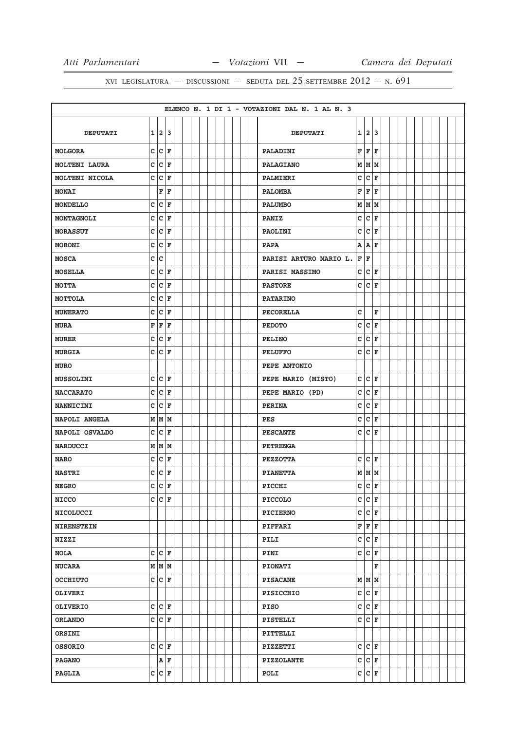ELENCO N. 1 DI 1 - VOTAZIONI DAL N. 1 AL N. 3

| DEPUTATI | 1 | 2 | 3 | DEPUTATI | 1 | 2 | 3 |
|---|---|---|---|---|---|---|---|
| MOLGORA | C | C | F | PALADINI | F | F | F |
| MOLTENI LAURA | C | C | F | PALAGIANO | M | M | M |
| MOLTENI NICOLA | C | C | F | PALMIERI | C | C | F |
| MONAI | | F | F | PALOMBA | F | F | F |
| MONDELLO | C | C | F | PALUMBO | M | M | M |
| MONTAGNOLI | C | C | F | PANIZ | C | C | F |
| MORASSUT | C | C | F | PAOLINI | C | C | F |
| MORONI | C | C | F | PAPA | A | A | F |
| MOSCA | C | C | | PARISI ARTURO MARIO L. | F | F | |
| MOSELLA | C | C | F | PARISI MASSIMO | C | C | F |
| MOTTA | C | C | F | PASTORE | C | C | F |
| MOTTOLA | C | C | F | PATARINO | | | |
| MUNERATO | C | C | F | PECORELLA | C | | F |
| MURA | F | F | F | PEDOTO | C | C | F |
| MURER | C | C | F | PELINO | C | C | F |
| MURGIA | C | C | F | PELUFFO | C | C | F |
| MURO | | | | PEPE ANTONIO | | | |
| MUSSOLINI | C | C | F | PEPE MARIO (MISTO) | C | C | F |
| NACCARATO | C | C | F | PEPE MARIO (PD) | C | C | F |
| NANNICINI | C | C | F | PERINA | C | C | F |
| NAPOLI ANGELA | M | M | M | PES | C | C | F |
| NAPOLI OSVALDO | C | C | F | PESCANTE | C | C | F |
| NARDUCCI | M | M | M | PETRENGA | | | |
| NARO | C | C | F | PEZZOTTA | C | C | F |
| NASTRI | C | C | F | PIANETTA | M | M | M |
| NEGRO | C | C | F | PICCHI | C | C | F |
| NICCO | C | C | F | PICCOLO | C | C | F |
| NICOLUCCI | | | | PICIERNO | C | C | F |
| NIRENSTEIN | | | | PIFFARI | F | F | F |
| NIZZI | | | | PILI | C | C | F |
| NOLA | C | C | F | PINI | C | C | F |
| NUCARA | M | M | M | PIONATI | | | F |
| OCCHIUTO | C | C | F | PISACANE | M | M | M |
| OLIVERI | | | | PISICCHIO | C | C | F |
| OLIVERIO | C | C | F | PISO | C | C | F |
| ORLANDO | C | C | F | PISTELLI | C | C | F |
| ORSINI | | | | PITTELLI | | | |
| OSSORIO | C | C | F | PIZZETTI | C | C | F |
| PAGANO | | A | F | PIZZOLANTE | C | C | F |
| PAGLIA | C | C | F | POLI | C | C | F |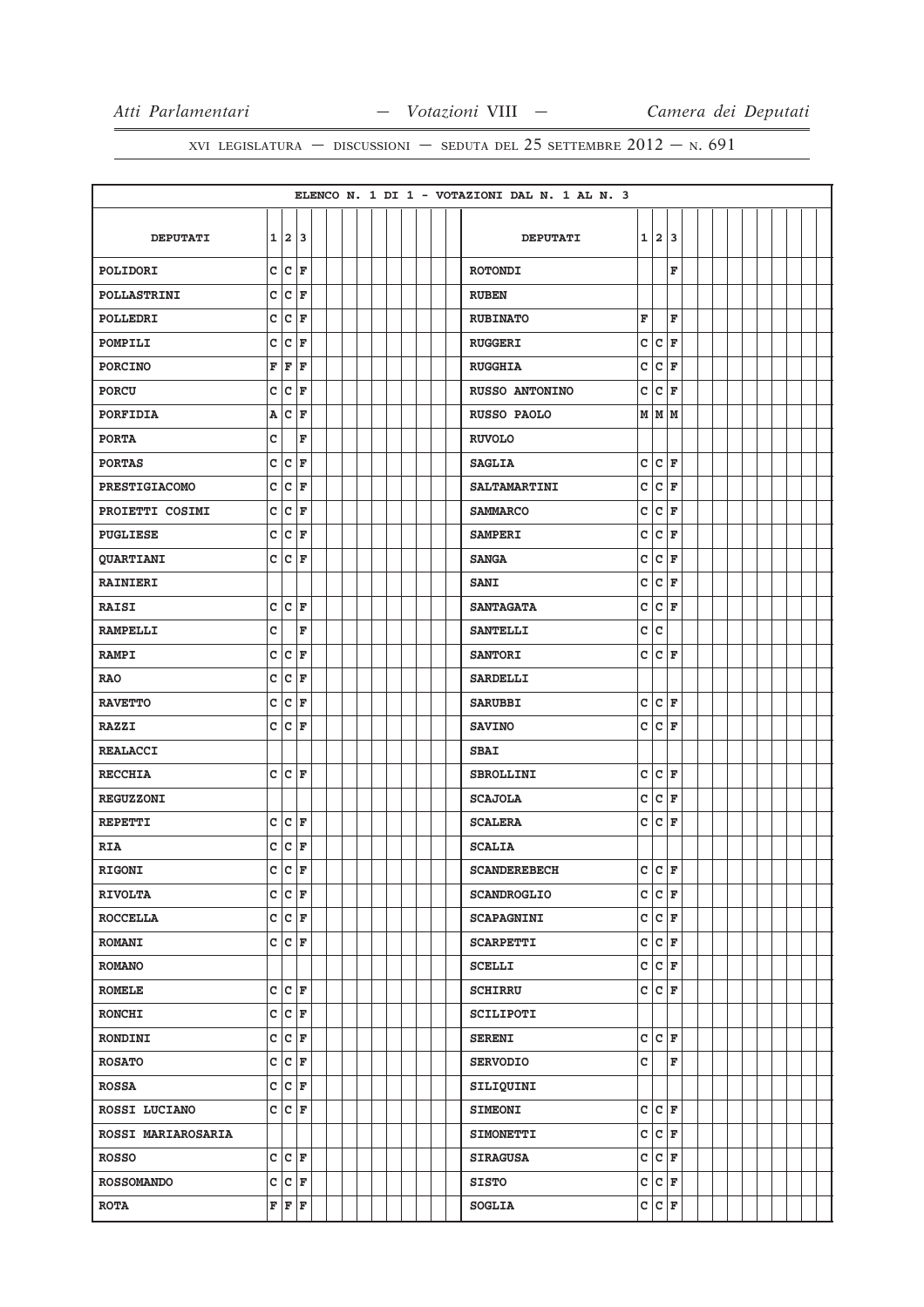XVI LEGISLATURA — DISCUSSIONI — SEDUTA DEL 25 SETTEMBRE 2012 — N. 691

ELENCO N. 1 DI 1 - VOTAZIONI DAL N. 1 AL N. 3

| DEPUTATI | 1 | 2 | 3 | DEPUTATI | 1 | 2 | 3 |
|---|---|---|---|---|---|---|---|
| POLIDORI | C | C | F | ROTONDI | | | F |
| POLLASTRINI | C | C | F | RUBEN | | | |
| POLLEDRI | C | C | F | RUBINATO | F | | F |
| POMPILI | C | C | F | RUGGERI | C | C | F |
| PORCINO | F | F | F | RUGGHIA | C | C | F |
| PORCU | C | C | F | RUSSO ANTONINO | C | C | F |
| PORFIDIA | A | C | F | RUSSO PAOLO | M | M | M |
| PORTA | C | | F | RUVOLO | | | |
| PORTAS | C | C | F | SAGLIA | C | C | F |
| PRESTIGIACOMO | C | C | F | SALTAMARTINI | C | C | F |
| PROIETTI COSIMI | C | C | F | SAMMARCO | C | C | F |
| PUGLIESE | C | C | F | SAMPERI | C | C | F |
| QUARTIANI | C | C | F | SANGA | C | C | F |
| RAINIERI | | | | SANI | C | C | F |
| RAISI | C | C | F | SANTAGATA | C | C | F |
| RAMPELLI | C | | F | SANTELLI | C | C | |
| RAMPI | C | C | F | SANTORI | C | C | F |
| RAO | C | C | F | SARDELLI | | | |
| RAVETTO | C | C | F | SARUBBI | C | C | F |
| RAZZI | C | C | F | SAVINO | C | C | F |
| REALACCI | | | | SBAI | | | |
| RECCHIA | C | C | F | SBROLLINI | C | C | F |
| REGUZZONI | | | | SCAJOLA | C | C | F |
| REPETTI | C | C | F | SCALERA | C | C | F |
| RIA | C | C | F | SCALIA | | | |
| RIGONI | C | C | F | SCANDEREBECH | C | C | F |
| RIVOLTA | C | C | F | SCANDROGLIO | C | C | F |
| ROCCELLA | C | C | F | SCAPAGNINI | C | C | F |
| ROMANI | C | C | F | SCARPETTI | C | C | F |
| ROMANO | | | | SCELLI | C | C | F |
| ROMELE | C | C | F | SCHIRRU | C | C | F |
| RONCHI | C | C | F | SCILIPOTI | | | |
| RONDINI | C | C | F | SERENI | C | C | F |
| ROSATO | C | C | F | SERVODIO | C | | F |
| ROSSA | C | C | F | SILIQUINI | | | |
| ROSSI LUCIANO | C | C | F | SIMEONI | C | C | F |
| ROSSI MARIAROSARIA | | | | SIMONETTI | C | C | F |
| ROSSO | C | C | F | SIRAGUSA | C | C | F |
| ROSSOMANDO | C | C | F | SISTO | C | C | F |
| ROTA | F | F | F | SOGLIA | C | C | F |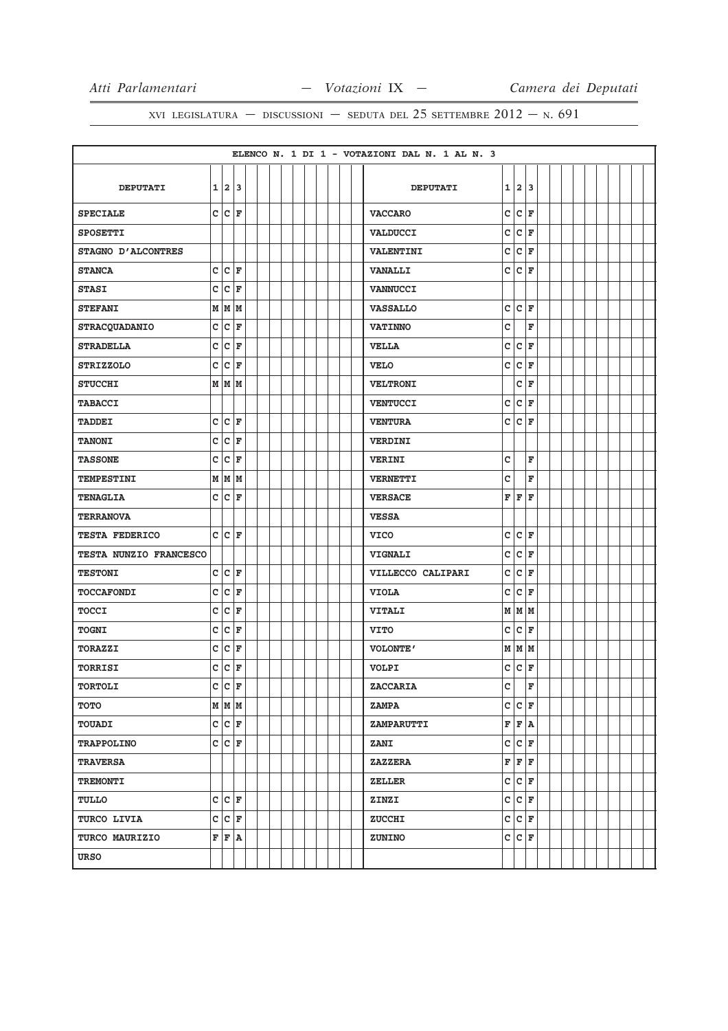ELENCO N. 1 DI 1 - VOTAZIONI DAL N. 1 AL N. 3

| DEPUTATI | 1 | 2 | 3 | DEPUTATI | 1 | 2 | 3 |
|---|---|---|---|---|---|---|---|
| SPECIALE | C | C | F | VACCARO | C | C | F |
| SPOSETTI | | | | VALDUCCI | C | C | F |
| STAGNO D'ALCONTRES | | | | VALENTINI | C | C | F |
| STANCA | C | C | F | VANALLI | C | C | F |
| STASI | C | C | F | VANNUCCI | | | |
| STEFANI | M | M | M | VASSALLO | C | C | F |
| STRACQUADANIO | C | C | F | VATINNO | C | | F |
| STRADELLA | C | C | F | VELLA | C | C | F |
| STRIZZOLO | C | C | F | VELO | C | C | F |
| STUCCHI | M | M | M | VELTRONI | | C | F |
| TABACCI | | | | VENTUCCI | C | C | F |
| TADDEI | C | C | F | VENTURA | C | C | F |
| TANONI | C | C | F | VERDINI | | | |
| TASSONE | C | C | F | VERINI | C | | F |
| TEMPESTINI | M | M | M | VERNETTI | C | | F |
| TENAGLIA | C | C | F | VERSACE | F | F | F |
| TERRANOVA | | | | VESSA | | | |
| TESTA FEDERICO | C | C | F | VICO | C | C | F |
| TESTA NUNZIO FRANCESCO | | | | VIGNALI | C | C | F |
| TESTONI | C | C | F | VILLECCO CALIPARI | C | C | F |
| TOCCAFONDI | C | C | F | VIOLA | C | C | F |
| TOCCI | C | C | F | VITALI | M | M | M |
| TOGNI | C | C | F | VITO | C | C | F |
| TORAZZI | C | C | F | VOLONTE' | M | M | M |
| TORRISI | C | C | F | VOLPI | C | C | F |
| TORTOLI | C | C | F | ZACCARIA | C | | F |
| TOTO | M | M | M | ZAMPA | C | C | F |
| TOUADI | C | C | F | ZAMPARUTTI | F | F | A |
| TRAPPOLINO | C | C | F | ZANI | C | C | F |
| TRAVERSA | | | | ZAZZERA | F | F | F |
| TREMONTI | | | | ZELLER | C | C | F |
| TULLO | C | C | F | ZINZI | C | C | F |
| TURCO LIVIA | C | C | F | ZUCCHI | C | C | F |
| TURCO MAURIZIO | F | F | A | ZUNINO | C | C | F |
| URSO | | | | | | | |